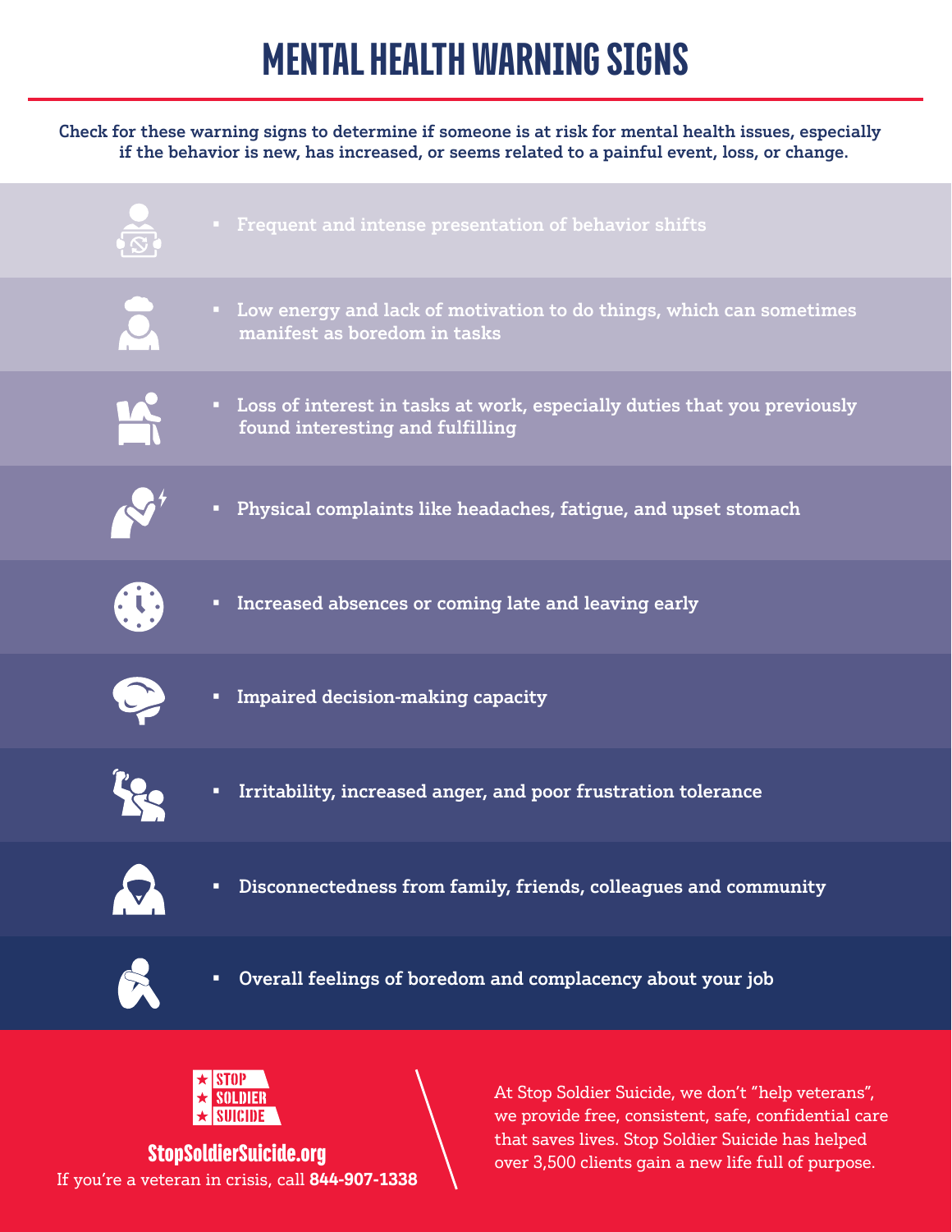# MENTAL HEALTH WARNING SIGNS

**Check for these warning signs to determine if someone is at risk for mental health issues, especially if the behavior is new, has increased, or seems related to a painful event, loss, or change.**

- Frequent and intense presentation of behavior shifts
- Low energy and lack of motivation to do things, which can sometimes manifest as boredom in tasks
- Loss of interest in tasks at work, especially duties that you previously found interesting and fulfilling
- Physical complaints like headaches, fatigue, and upset stomach
- Increased absences or coming late and leaving early
- Impaired decision-making capacity
- Irritability, increased anger, and poor frustration tolerance
- Disconnectedness from family, friends, colleagues and community
- Overall feelings of boredom and complacency about your job

STOP SOLDIER SUICIDE

**StopSoldierSuicide.org**

If you're a veteran in crisis, call **844-907-1338**

At Stop Soldier Suicide, we don't "help veterans", we provide free, consistent, safe, confidential care that saves lives. Stop Soldier Suicide has helped over 3,500 clients gain a new life full of purpose.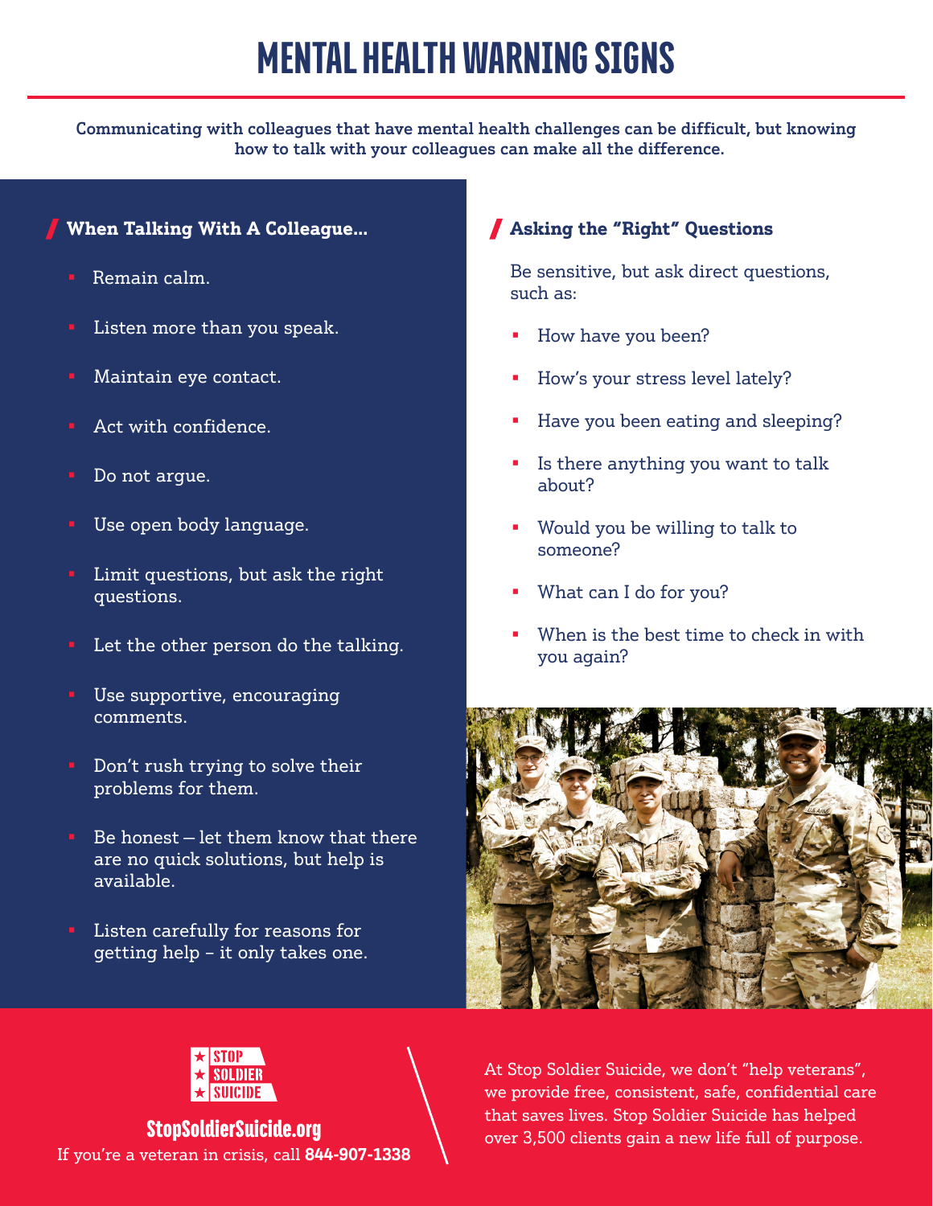# MENTAL HEALTH WARNING SIGNS

**Communicating with colleagues that have mental health challenges can be difficult, but knowing how to talk with your colleagues can make all the difference.**

## When Talking With A Colleague...

- Remain calm.
- Listen more than you speak.
- Maintain eye contact.
- Act with confidence.
- Do not argue.
- Use open body language.
- Limit questions, but ask the right questions.
- Let the other person do the talking.
- Use supportive, encouraging comments.
- Don't rush trying to solve their problems for them.
- Be honest – let them know that there are no quick solutions, but help is available.
- Listen carefully for reasons for getting help – it only takes one.

## Asking the "Right" Questions

Be sensitive, but ask direct questions, such as:

- How have you been?
- How's your stress level lately?
- Have you been eating and sleeping?
- Is there anything you want to talk about?
- Would you be willing to talk to someone?
- What can I do for you?
- When is the best time to check in with you again?

STOP SOLDIER SUICIDE

**StopSoldierSuicide.org**

If you're a veteran in crisis, call **844-907-1338**

At Stop Soldier Suicide, we don't "help veterans", we provide free, consistent, safe, confidential care that saves lives. Stop Soldier Suicide has helped over 3,500 clients gain a new life full of purpose.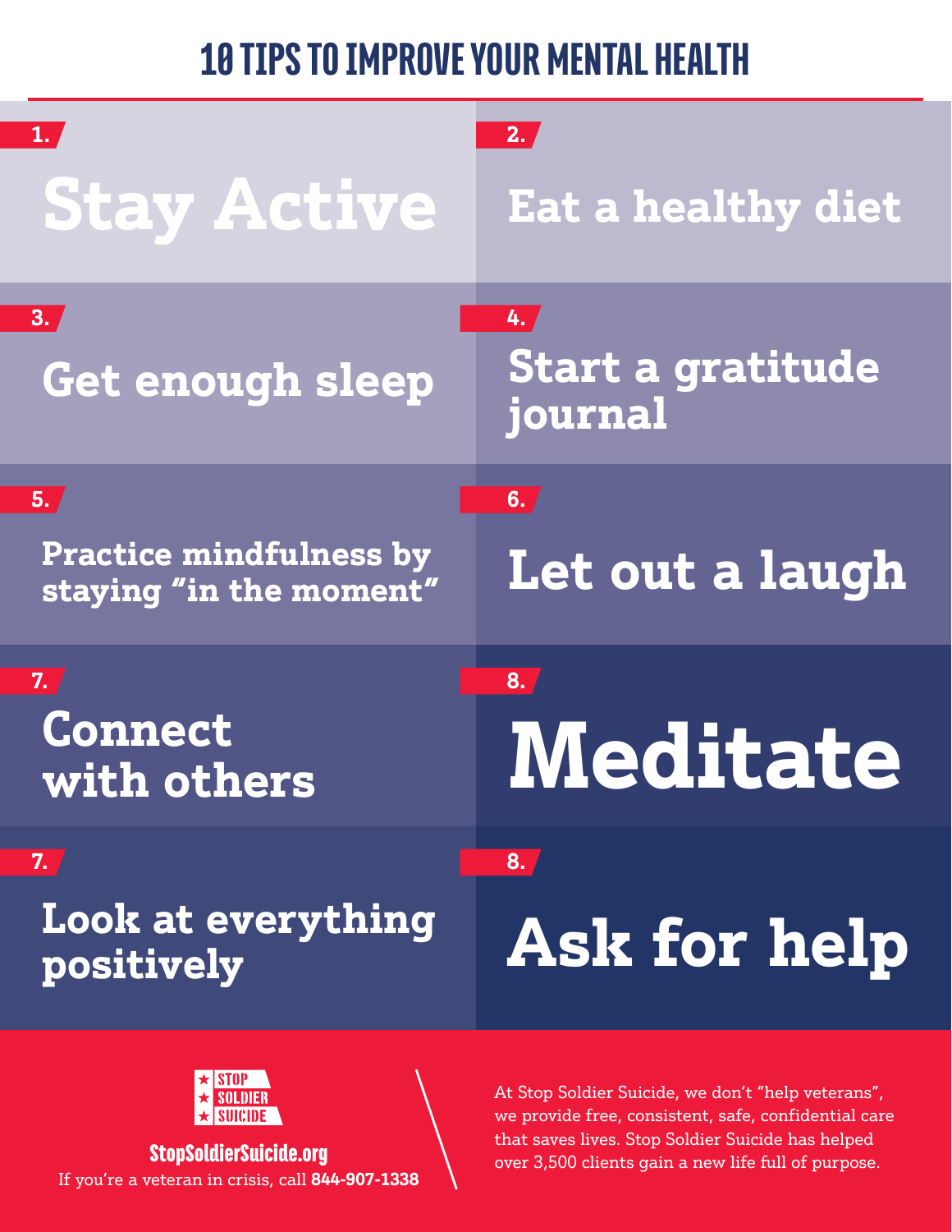# 10 TIPS TO IMPROVE YOUR MENTAL HEALTH

1. **Stay Active**

2. **Eat a healthy diet**

3. **Get enough sleep**

4. **Start a gratitude journal**

5. **Practice mindfulness by staying "in the moment"**

6. **Let out a laugh**

7. **Connect with others**

8. **Meditate**

7. **Look at everything positively**

8. **Ask for help**

STOP SOLDIER SUICIDE

**StopSoldierSuicide.org**

If you're a veteran in crisis, call **844-907-1338**

At Stop Soldier Suicide, we don't "help veterans", we provide free, consistent, safe, confidential care that saves lives. Stop Soldier Suicide has helped over 3,500 clients gain a new life full of purpose.